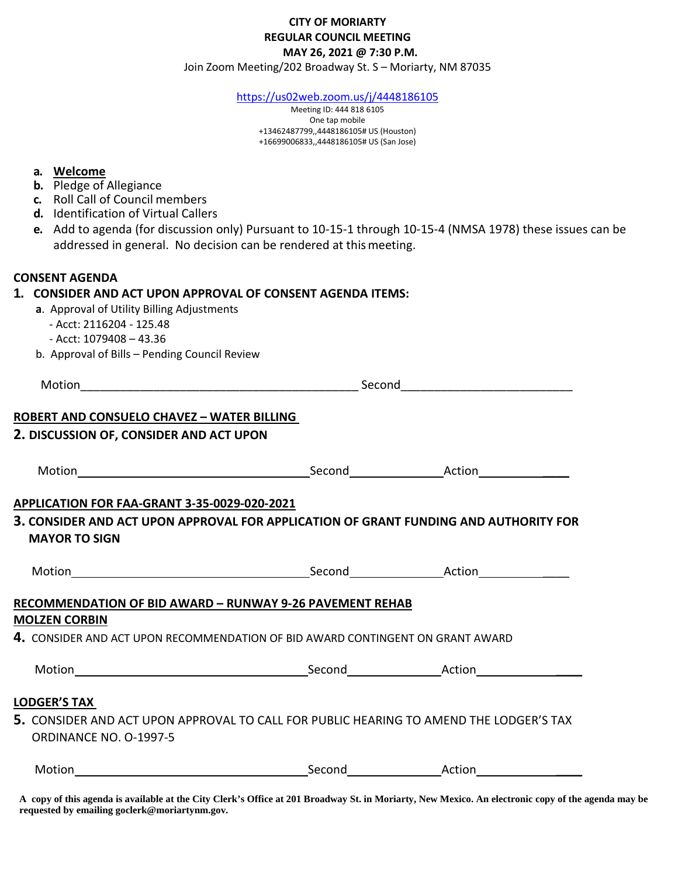**CITY OF MORIARTY**
**REGULAR COUNCIL MEETING**
**MAY 26, 2021 @ 7:30 P.M.**
Join Zoom Meeting/202 Broadway St. S – Moriarty, NM 87035

https://us02web.zoom.us/j/4448186105
Meeting ID: 444 818 6105
One tap mobile
+13462487799,,4448186105# US (Houston)
+16699006833,,4448186105# US (San Jose)

- **a. Welcome**
- **b.** Pledge of Allegiance
- **c.** Roll Call of Council members
- **d.** Identification of Virtual Callers
- **e.** Add to agenda (for discussion only) Pursuant to 10-15-1 through 10-15-4 (NMSA 1978) these issues can be addressed in general. No decision can be rendered at this meeting.

**CONSENT AGENDA**

**1. CONSIDER AND ACT UPON APPROVAL OF CONSENT AGENDA ITEMS:**

- **a**. Approval of Utility Billing Adjustments
  - Acct: 2116204 - 125.48
  - Acct: 1079408 – 43.36
- b. Approval of Bills – Pending Council Review

Motion__________________________________________ Second_________________________

**ROBERT AND CONSUELO CHAVEZ – WATER BILLING**

**2. DISCUSSION OF, CONSIDER AND ACT UPON**

Motion____________________________________ Second______________ Action______________

**APPLICATION FOR FAA-GRANT 3-35-0029-020-2021**

**3. CONSIDER AND ACT UPON APPROVAL FOR APPLICATION OF GRANT FUNDING AND AUTHORITY FOR MAYOR TO SIGN**

Motion____________________________________ Second______________ Action______________

**RECOMMENDATION OF BID AWARD – RUNWAY 9-26 PAVEMENT REHAB**
**MOLZEN CORBIN**

**4.** CONSIDER AND ACT UPON RECOMMENDATION OF BID AWARD CONTINGENT ON GRANT AWARD

Motion____________________________________ Second______________ Action________________

**LODGER'S TAX**

**5.** CONSIDER AND ACT UPON APPROVAL TO CALL FOR PUBLIC HEARING TO AMEND THE LODGER'S TAX ORDINANCE NO. O-1997-5

Motion____________________________________ Second______________ Action________________

**A copy of this agenda is available at the City Clerk's Office at 201 Broadway St. in Moriarty, New Mexico. An electronic copy of the agenda may be requested by emailing goclerk@moriartynm.gov.**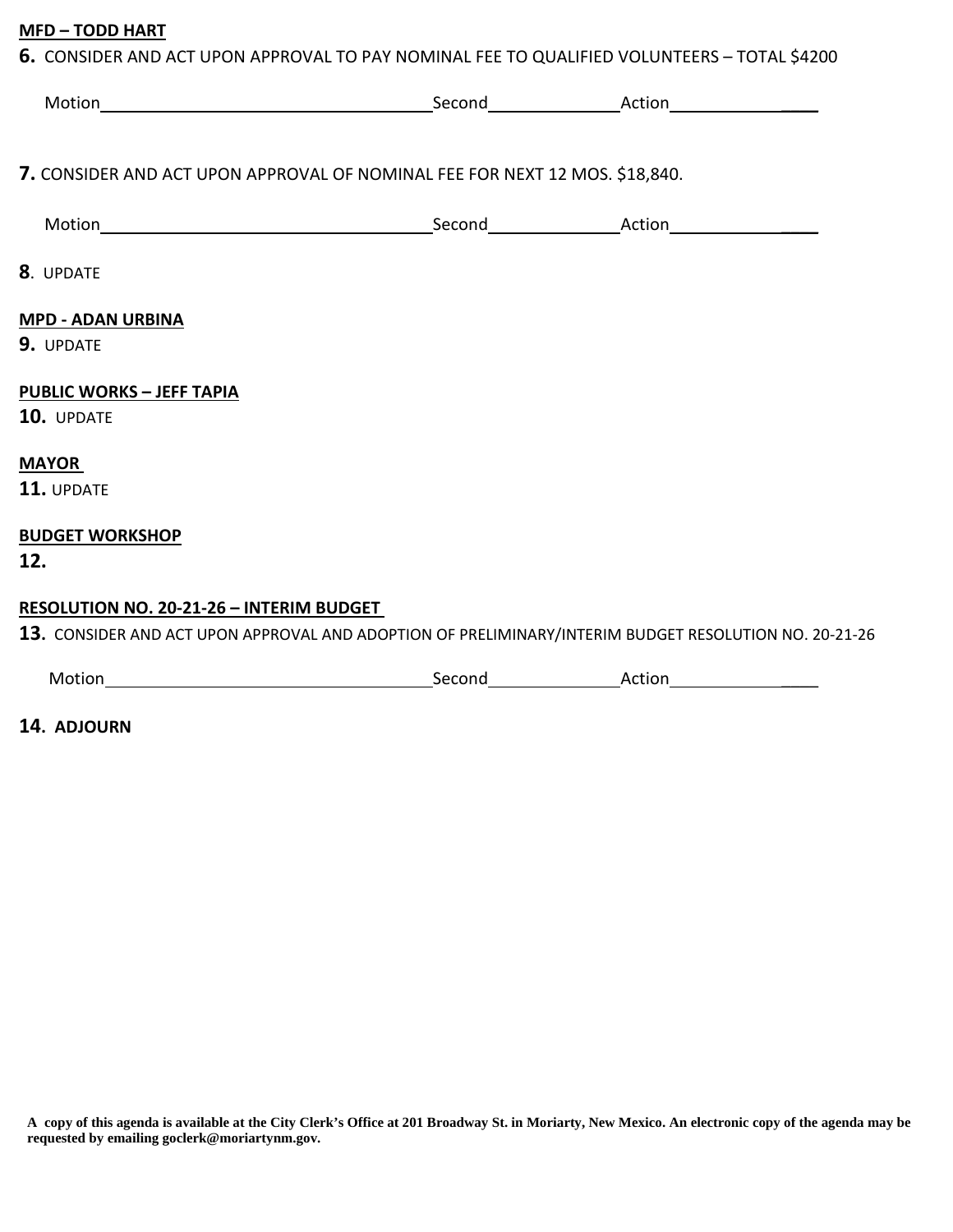**MFD – TODD HART**

**6.** CONSIDER AND ACT UPON APPROVAL TO PAY NOMINAL FEE TO QUALIFIED VOLUNTEERS – TOTAL $4200

Motion_________________________________ Second______________ Action_______________

**7.** CONSIDER AND ACT UPON APPROVAL OF NOMINAL FEE FOR NEXT 12 MOS. $18,840.

Motion_________________________________ Second______________ Action_______________

**8**. UPDATE

**MPD - ADAN URBINA**

**9.** UPDATE

**PUBLIC WORKS – JEFF TAPIA**

**10.** UPDATE

**MAYOR**

**11.** UPDATE

**BUDGET WORKSHOP**

**12.**

**RESOLUTION NO. 20-21-26 – INTERIM BUDGET**

**13**. CONSIDER AND ACT UPON APPROVAL AND ADOPTION OF PRELIMINARY/INTERIM BUDGET RESOLUTION NO. 20-21-26

Motion_________________________________ Second______________ Action_______________

**14. ADJOURN**

**A copy of this agenda is available at the City Clerk's Office at 201 Broadway St. in Moriarty, New Mexico. An electronic copy of the agenda may be requested by emailing goclerk@moriartynm.gov.**